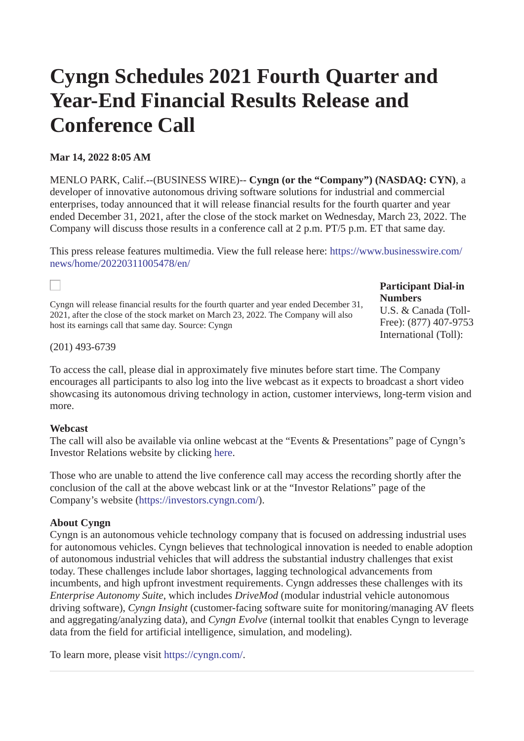# Cyngn Schedules 2021 Fourth Quarter and Year-End Financial Results Release and Conference Call

**Mar 14, 2022 8:05 AM**

MENLO PARK, Calif.--(BUSINESS WIRE)-- **Cyngn (or the "Company") (NASDAQ: CYN)**, a developer of innovative autonomous driving software solutions for industrial and commercial enterprises, today announced that it will release financial results for the fourth quarter and year ended December 31, 2021, after the close of the stock market on Wednesday, March 23, 2022. The Company will discuss those results in a conference call at 2 p.m. PT/5 p.m. ET that same day.

This press release features multimedia. View the full release here: https://www.businesswire.com/news/home/20220311005478/en/

Cyngn will release financial results for the fourth quarter and year ended December 31, 2021, after the close of the stock market on March 23, 2022. The Company will also host its earnings call that same day. Source: Cyngn

**Participant Dial-in Numbers**
U.S. & Canada (Toll-Free): (877) 407-9753
International (Toll): (201) 493-6739

To access the call, please dial in approximately five minutes before start time. The Company encourages all participants to also log into the live webcast as it expects to broadcast a short video showcasing its autonomous driving technology in action, customer interviews, long-term vision and more.

**Webcast**
The call will also be available via online webcast at the "Events & Presentations" page of Cyngn's Investor Relations website by clicking here.

Those who are unable to attend the live conference call may access the recording shortly after the conclusion of the call at the above webcast link or at the "Investor Relations" page of the Company's website (https://investors.cyngn.com/).

**About Cyngn**
Cyngn is an autonomous vehicle technology company that is focused on addressing industrial uses for autonomous vehicles. Cyngn believes that technological innovation is needed to enable adoption of autonomous industrial vehicles that will address the substantial industry challenges that exist today. These challenges include labor shortages, lagging technological advancements from incumbents, and high upfront investment requirements. Cyngn addresses these challenges with its *Enterprise Autonomy Suite*, which includes *DriveMod* (modular industrial vehicle autonomous driving software), *Cyngn Insight* (customer-facing software suite for monitoring/managing AV fleets and aggregating/analyzing data), and *Cyngn Evolve* (internal toolkit that enables Cyngn to leverage data from the field for artificial intelligence, simulation, and modeling).

To learn more, please visit https://cyngn.com/.

---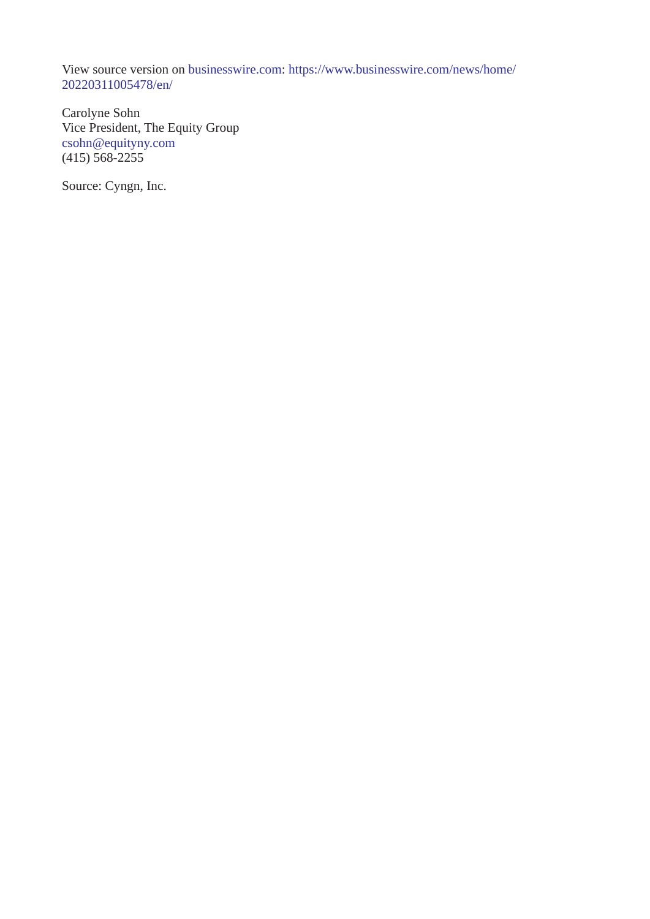View source version on businesswire.com: https://www.businesswire.com/news/home/20220311005478/en/

Carolyne Sohn
Vice President, The Equity Group
csohn@equityny.com
(415) 568-2255

Source: Cyngn, Inc.